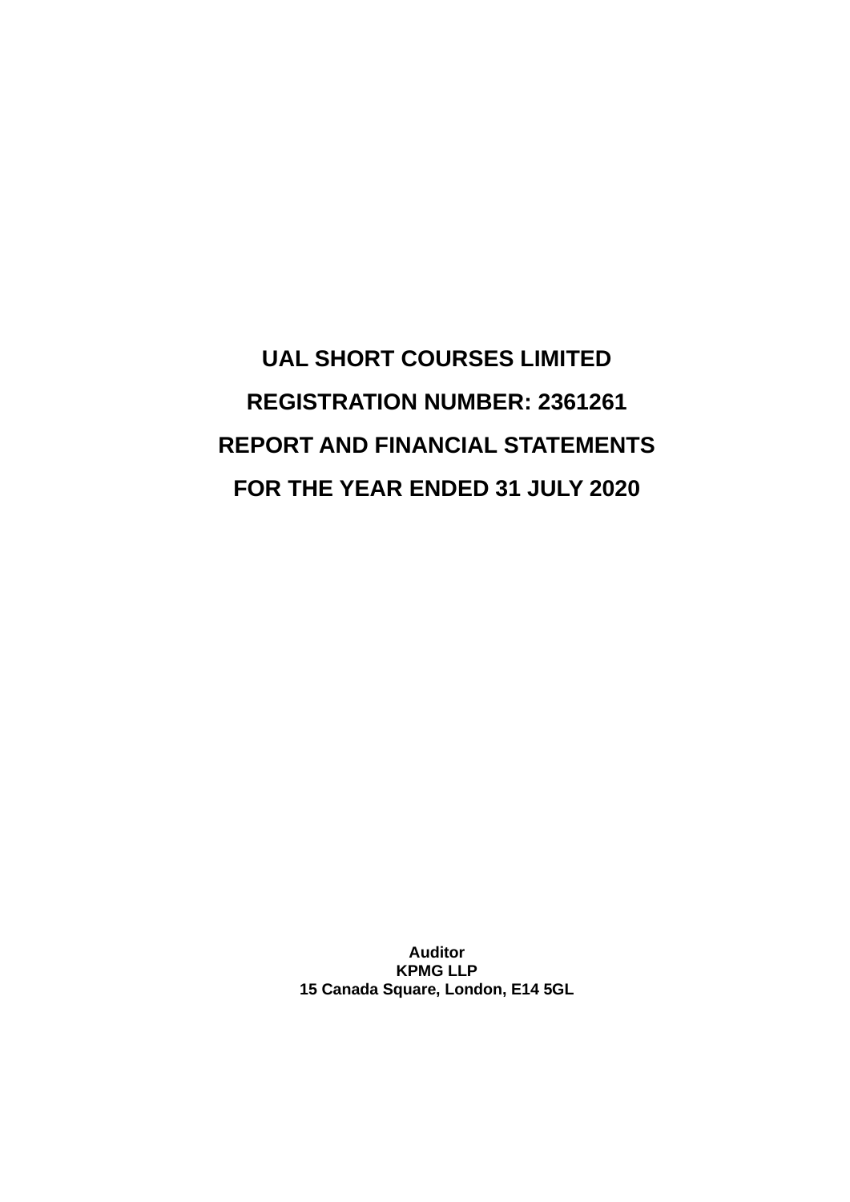# UAL SHORT COURSES LIMITED

# REGISTRATION NUMBER: 2361261

# REPORT AND FINANCIAL STATEMENTS

# FOR THE YEAR ENDED 31 JULY 2020

**Auditor**
**KPMG LLP**
**15 Canada Square, London, E14 5GL**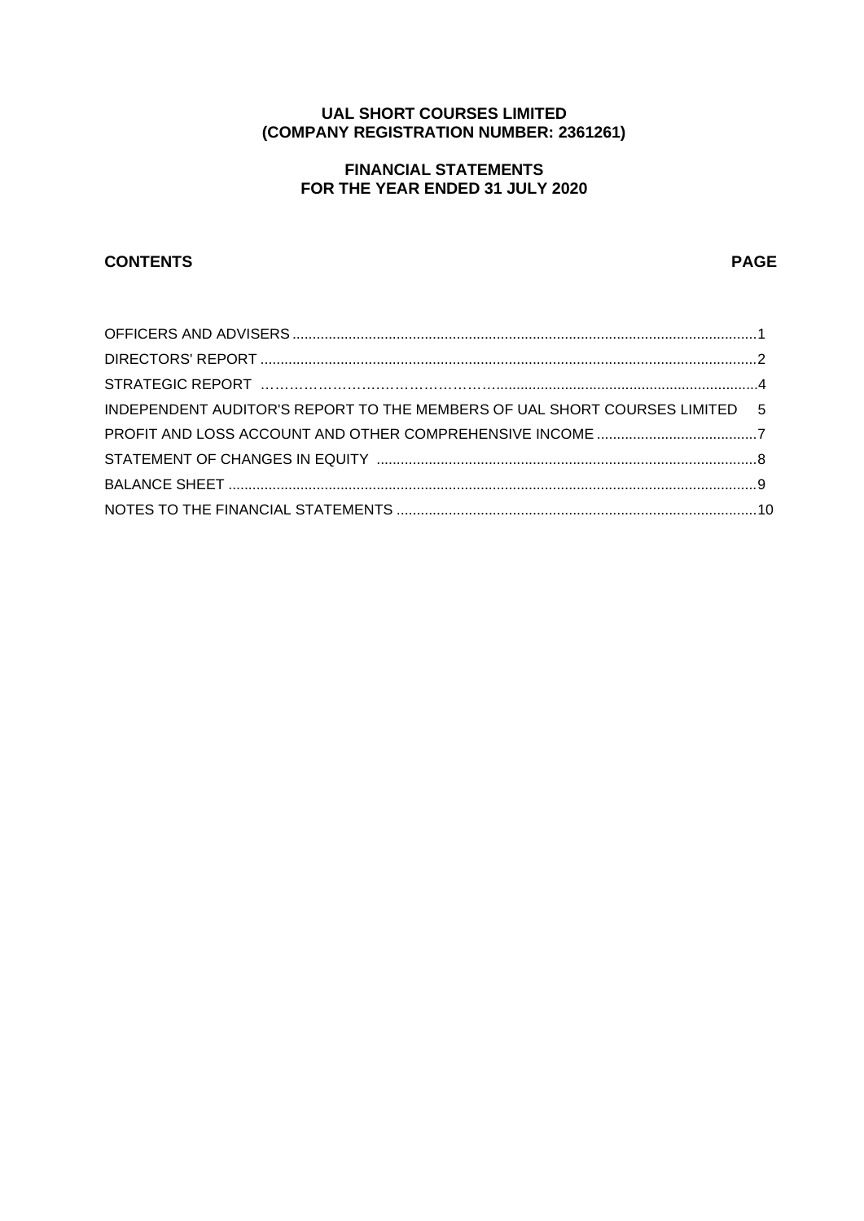# UAL SHORT COURSES LIMITED
# (COMPANY REGISTRATION NUMBER: 2361261)

## FINANCIAL STATEMENTS
## FOR THE YEAR ENDED 31 JULY 2020

| CONTENTS | PAGE |
|---|---|
| OFFICERS AND ADVISERS | 1 |
| DIRECTORS' REPORT | 2 |
| STRATEGIC REPORT | 4 |
| INDEPENDENT AUDITOR'S REPORT TO THE MEMBERS OF UAL SHORT COURSES LIMITED | 5 |
| PROFIT AND LOSS ACCOUNT AND OTHER COMPREHENSIVE INCOME | 7 |
| STATEMENT OF CHANGES IN EQUITY | 8 |
| BALANCE SHEET | 9 |
| NOTES TO THE FINANCIAL STATEMENTS | 10 |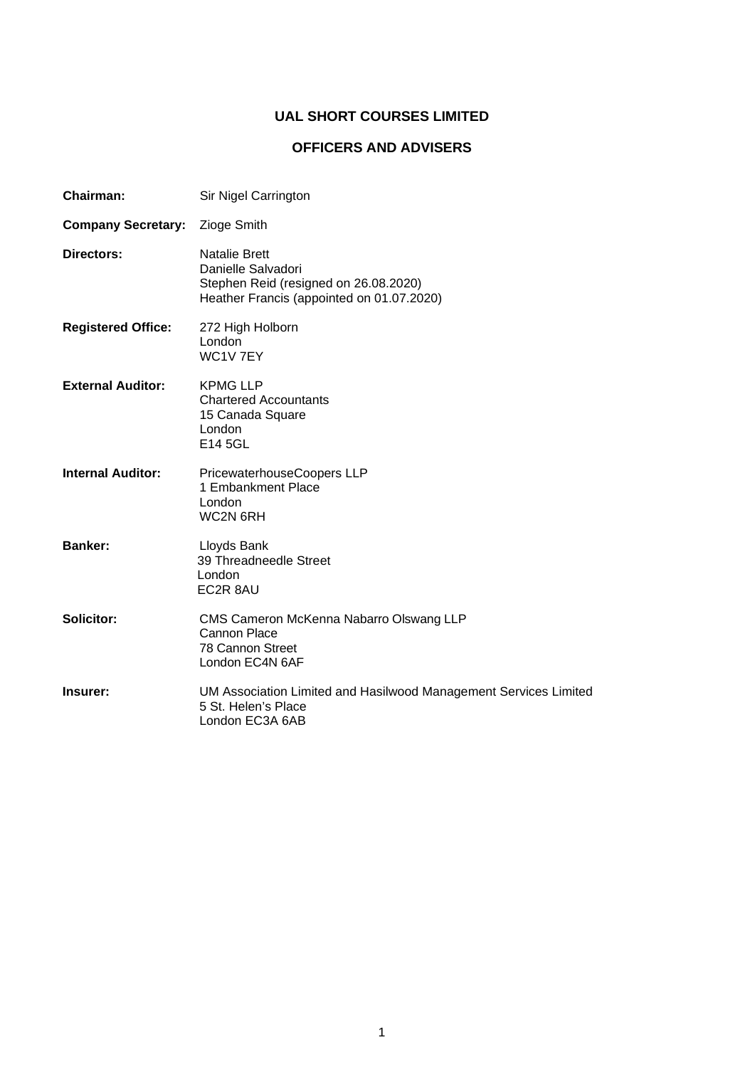# UAL SHORT COURSES LIMITED

## OFFICERS AND ADVISERS

**Chairman:** Sir Nigel Carrington

**Company Secretary:** Zioge Smith

**Directors:**
Natalie Brett
Danielle Salvadori
Stephen Reid (resigned on 26.08.2020)
Heather Francis (appointed on 01.07.2020)

**Registered Office:**
272 High Holborn
London
WC1V 7EY

**External Auditor:**
KPMG LLP
Chartered Accountants
15 Canada Square
London
E14 5GL

**Internal Auditor:**
PricewaterhouseCoopers LLP
1 Embankment Place
London
WC2N 6RH

**Banker:**
Lloyds Bank
39 Threadneedle Street
London
EC2R 8AU

**Solicitor:**
CMS Cameron McKenna Nabarro Olswang LLP
Cannon Place
78 Cannon Street
London EC4N 6AF

**Insurer:**
UM Association Limited and Hasilwood Management Services Limited
5 St. Helen's Place
London EC3A 6AB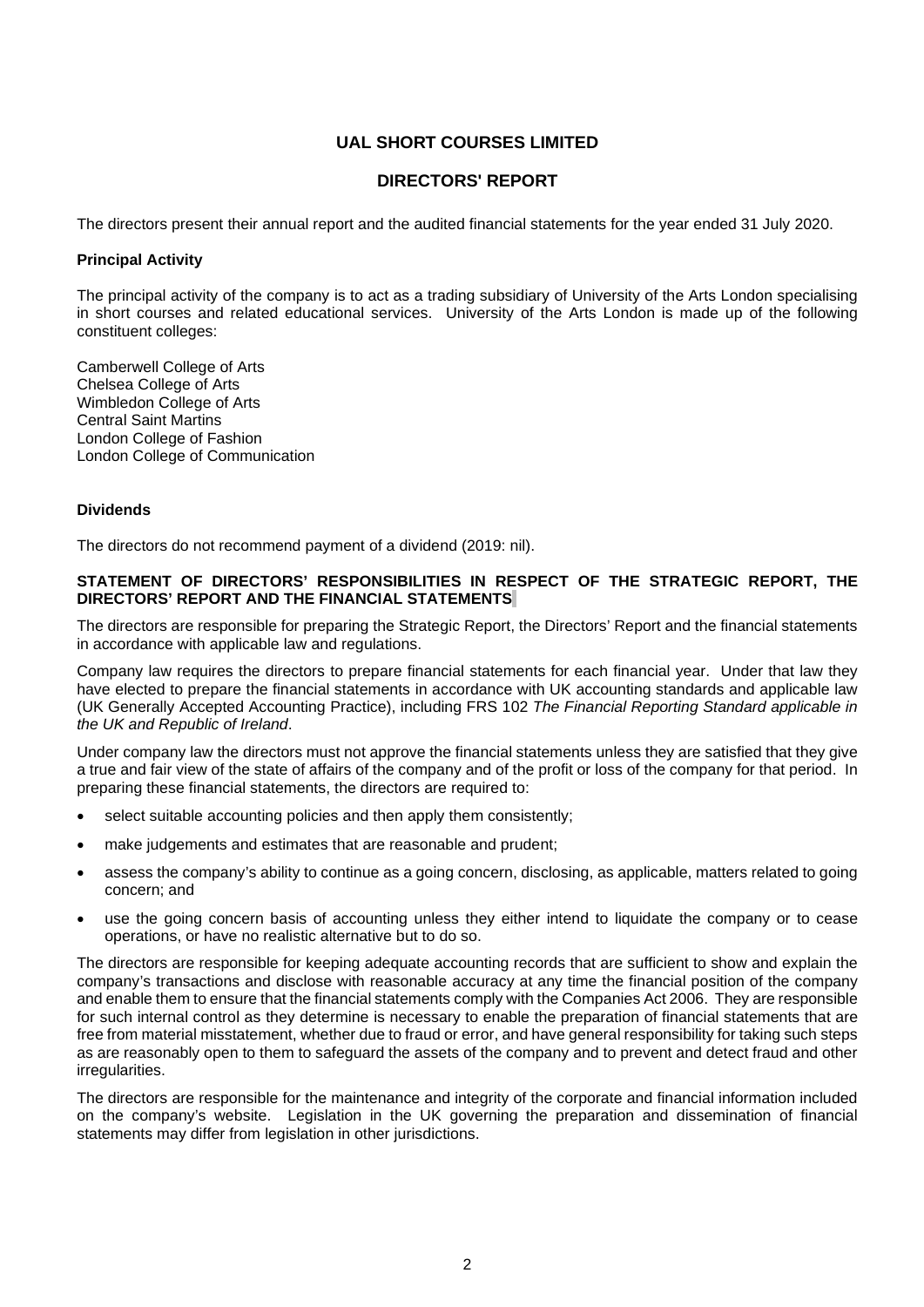# UAL SHORT COURSES LIMITED

## DIRECTORS' REPORT

The directors present their annual report and the audited financial statements for the year ended 31 July 2020.

### Principal Activity

The principal activity of the company is to act as a trading subsidiary of University of the Arts London specialising in short courses and related educational services. University of the Arts London is made up of the following constituent colleges:

Camberwell College of Arts
Chelsea College of Arts
Wimbledon College of Arts
Central Saint Martins
London College of Fashion
London College of Communication

### Dividends

The directors do not recommend payment of a dividend (2019: nil).

### STATEMENT OF DIRECTORS' RESPONSIBILITIES IN RESPECT OF THE STRATEGIC REPORT, THE DIRECTORS' REPORT AND THE FINANCIAL STATEMENTS

The directors are responsible for preparing the Strategic Report, the Directors' Report and the financial statements in accordance with applicable law and regulations.

Company law requires the directors to prepare financial statements for each financial year. Under that law they have elected to prepare the financial statements in accordance with UK accounting standards and applicable law (UK Generally Accepted Accounting Practice), including FRS 102 *The Financial Reporting Standard applicable in the UK and Republic of Ireland*.

Under company law the directors must not approve the financial statements unless they are satisfied that they give a true and fair view of the state of affairs of the company and of the profit or loss of the company for that period. In preparing these financial statements, the directors are required to:

- select suitable accounting policies and then apply them consistently;
- make judgements and estimates that are reasonable and prudent;
- assess the company's ability to continue as a going concern, disclosing, as applicable, matters related to going concern; and
- use the going concern basis of accounting unless they either intend to liquidate the company or to cease operations, or have no realistic alternative but to do so.

The directors are responsible for keeping adequate accounting records that are sufficient to show and explain the company's transactions and disclose with reasonable accuracy at any time the financial position of the company and enable them to ensure that the financial statements comply with the Companies Act 2006. They are responsible for such internal control as they determine is necessary to enable the preparation of financial statements that are free from material misstatement, whether due to fraud or error, and have general responsibility for taking such steps as are reasonably open to them to safeguard the assets of the company and to prevent and detect fraud and other irregularities.

The directors are responsible for the maintenance and integrity of the corporate and financial information included on the company's website. Legislation in the UK governing the preparation and dissemination of financial statements may differ from legislation in other jurisdictions.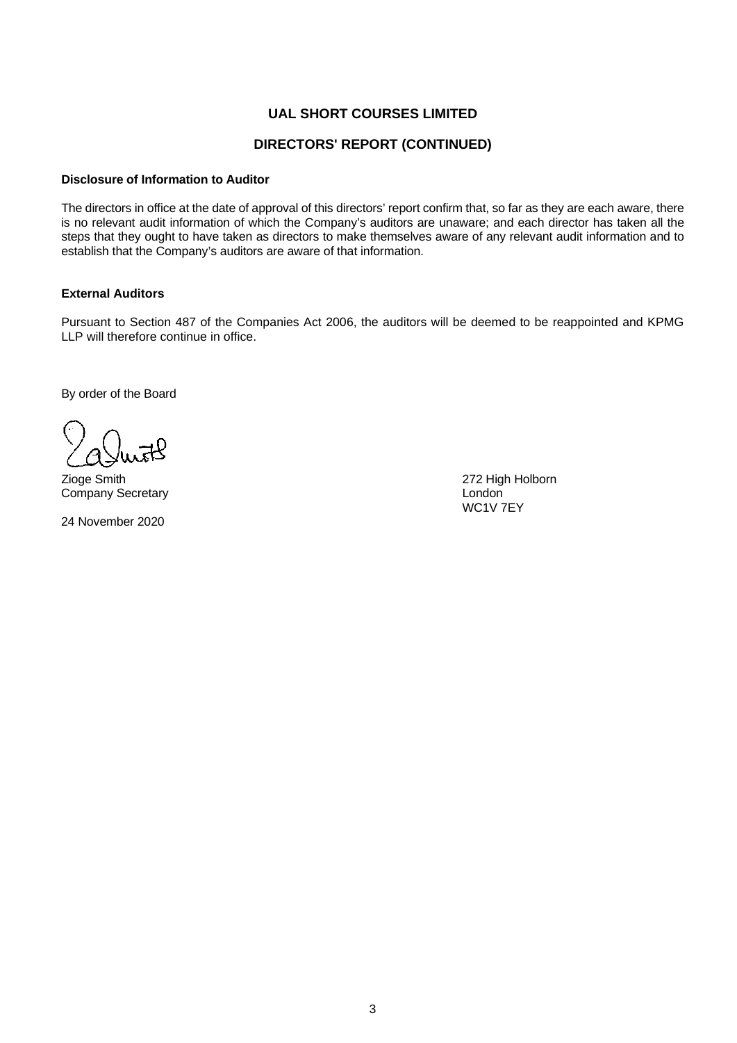# UAL SHORT COURSES LIMITED

## DIRECTORS' REPORT (CONTINUED)

**Disclosure of Information to Auditor**

The directors in office at the date of approval of this directors' report confirm that, so far as they are each aware, there is no relevant audit information of which the Company's auditors are unaware; and each director has taken all the steps that they ought to have taken as directors to make themselves aware of any relevant audit information and to establish that the Company's auditors are aware of that information.

**External Auditors**

Pursuant to Section 487 of the Companies Act 2006, the auditors will be deemed to be reappointed and KPMG LLP will therefore continue in office.

By order of the Board

Zioge Smith
Company Secretary

24 November 2020

272 High Holborn
London
WC1V 7EY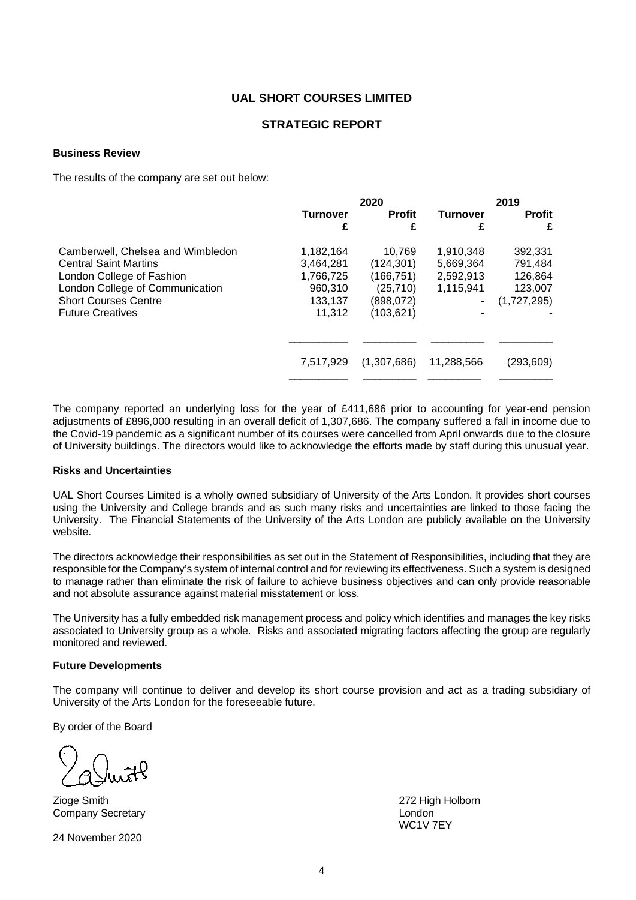# UAL SHORT COURSES LIMITED

## STRATEGIC REPORT

### Business Review

The results of the company are set out below:

| | 2020 | | 2019 | |
|---|---|---|---|---|
| | **Turnover** £ | **Profit** £ | **Turnover** £ | **Profit** £ |
| Camberwell, Chelsea and Wimbledon | 1,182,164 | 10,769 | 1,910,348 | 392,331 |
| Central Saint Martins | 3,464,281 | (124,301) | 5,669,364 | 791,484 |
| London College of Fashion | 1,766,725 | (166,751) | 2,592,913 | 126,864 |
| London College of Communication | 960,310 | (25,710) | 1,115,941 | 123,007 |
| Short Courses Centre | 133,137 | (898,072) | - | (1,727,295) |
| Future Creatives | 11,312 | (103,621) | - | - |
| | 7,517,929 | (1,307,686) | 11,288,566 | (293,609) |

The company reported an underlying loss for the year of £411,686 prior to accounting for year-end pension adjustments of £896,000 resulting in an overall deficit of 1,307,686. The company suffered a fall in income due to the Covid-19 pandemic as a significant number of its courses were cancelled from April onwards due to the closure of University buildings. The directors would like to acknowledge the efforts made by staff during this unusual year.

### Risks and Uncertainties

UAL Short Courses Limited is a wholly owned subsidiary of University of the Arts London. It provides short courses using the University and College brands and as such many risks and uncertainties are linked to those facing the University. The Financial Statements of the University of the Arts London are publicly available on the University website.

The directors acknowledge their responsibilities as set out in the Statement of Responsibilities, including that they are responsible for the Company's system of internal control and for reviewing its effectiveness. Such a system is designed to manage rather than eliminate the risk of failure to achieve business objectives and can only provide reasonable and not absolute assurance against material misstatement or loss.

The University has a fully embedded risk management process and policy which identifies and manages the key risks associated to University group as a whole. Risks and associated migrating factors affecting the group are regularly monitored and reviewed.

### Future Developments

The company will continue to deliver and develop its short course provision and act as a trading subsidiary of University of the Arts London for the foreseeable future.

By order of the Board

Zioge Smith
Company Secretary

24 November 2020

272 High Holborn
London
WC1V 7EY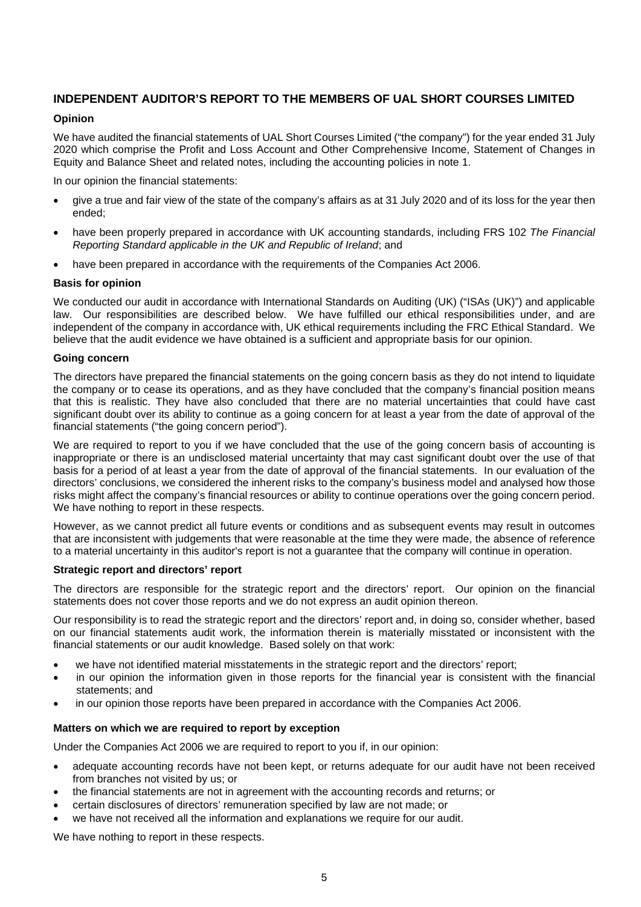## INDEPENDENT AUDITOR'S REPORT TO THE MEMBERS OF UAL SHORT COURSES LIMITED

### Opinion

We have audited the financial statements of UAL Short Courses Limited ("the company") for the year ended 31 July 2020 which comprise the Profit and Loss Account and Other Comprehensive Income, Statement of Changes in Equity and Balance Sheet and related notes, including the accounting policies in note 1.

In our opinion the financial statements:

- give a true and fair view of the state of the company's affairs as at 31 July 2020 and of its loss for the year then ended;
- have been properly prepared in accordance with UK accounting standards, including FRS 102 *The Financial Reporting Standard applicable in the UK and Republic of Ireland*; and
- have been prepared in accordance with the requirements of the Companies Act 2006.

### Basis for opinion

We conducted our audit in accordance with International Standards on Auditing (UK) ("ISAs (UK)") and applicable law. Our responsibilities are described below. We have fulfilled our ethical responsibilities under, and are independent of the company in accordance with, UK ethical requirements including the FRC Ethical Standard. We believe that the audit evidence we have obtained is a sufficient and appropriate basis for our opinion.

### Going concern

The directors have prepared the financial statements on the going concern basis as they do not intend to liquidate the company or to cease its operations, and as they have concluded that the company's financial position means that this is realistic. They have also concluded that there are no material uncertainties that could have cast significant doubt over its ability to continue as a going concern for at least a year from the date of approval of the financial statements ("the going concern period").

We are required to report to you if we have concluded that the use of the going concern basis of accounting is inappropriate or there is an undisclosed material uncertainty that may cast significant doubt over the use of that basis for a period of at least a year from the date of approval of the financial statements. In our evaluation of the directors' conclusions, we considered the inherent risks to the company's business model and analysed how those risks might affect the company's financial resources or ability to continue operations over the going concern period. We have nothing to report in these respects.

However, as we cannot predict all future events or conditions and as subsequent events may result in outcomes that are inconsistent with judgements that were reasonable at the time they were made, the absence of reference to a material uncertainty in this auditor's report is not a guarantee that the company will continue in operation.

### Strategic report and directors' report

The directors are responsible for the strategic report and the directors' report. Our opinion on the financial statements does not cover those reports and we do not express an audit opinion thereon.

Our responsibility is to read the strategic report and the directors' report and, in doing so, consider whether, based on our financial statements audit work, the information therein is materially misstated or inconsistent with the financial statements or our audit knowledge. Based solely on that work:

- we have not identified material misstatements in the strategic report and the directors' report;
- in our opinion the information given in those reports for the financial year is consistent with the financial statements; and
- in our opinion those reports have been prepared in accordance with the Companies Act 2006.

### Matters on which we are required to report by exception

Under the Companies Act 2006 we are required to report to you if, in our opinion:

- adequate accounting records have not been kept, or returns adequate for our audit have not been received from branches not visited by us; or
- the financial statements are not in agreement with the accounting records and returns; or
- certain disclosures of directors' remuneration specified by law are not made; or
- we have not received all the information and explanations we require for our audit.

We have nothing to report in these respects.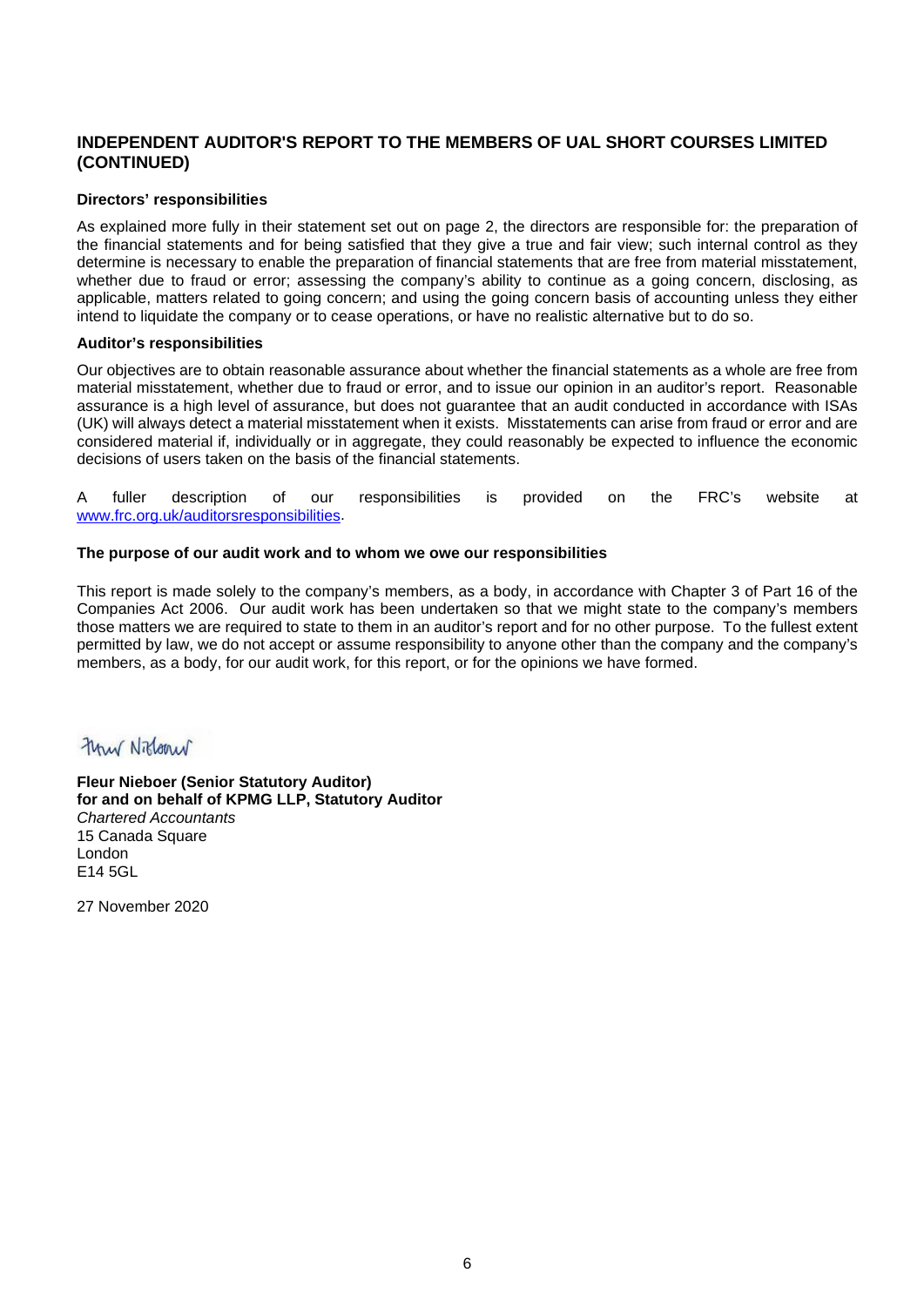## INDEPENDENT AUDITOR'S REPORT TO THE MEMBERS OF UAL SHORT COURSES LIMITED (CONTINUED)

**Directors' responsibilities**

As explained more fully in their statement set out on page 2, the directors are responsible for: the preparation of the financial statements and for being satisfied that they give a true and fair view; such internal control as they determine is necessary to enable the preparation of financial statements that are free from material misstatement, whether due to fraud or error; assessing the company's ability to continue as a going concern, disclosing, as applicable, matters related to going concern; and using the going concern basis of accounting unless they either intend to liquidate the company or to cease operations, or have no realistic alternative but to do so.

**Auditor's responsibilities**

Our objectives are to obtain reasonable assurance about whether the financial statements as a whole are free from material misstatement, whether due to fraud or error, and to issue our opinion in an auditor's report. Reasonable assurance is a high level of assurance, but does not guarantee that an audit conducted in accordance with ISAs (UK) will always detect a material misstatement when it exists. Misstatements can arise from fraud or error and are considered material if, individually or in aggregate, they could reasonably be expected to influence the economic decisions of users taken on the basis of the financial statements.

A fuller description of our responsibilities is provided on the FRC's website at www.frc.org.uk/auditorsresponsibilities.

**The purpose of our audit work and to whom we owe our responsibilities**

This report is made solely to the company's members, as a body, in accordance with Chapter 3 of Part 16 of the Companies Act 2006. Our audit work has been undertaken so that we might state to the company's members those matters we are required to state to them in an auditor's report and for no other purpose. To the fullest extent permitted by law, we do not accept or assume responsibility to anyone other than the company and the company's members, as a body, for our audit work, for this report, or for the opinions we have formed.

Fleur Nieboer

**Fleur Nieboer (Senior Statutory Auditor)**
**for and on behalf of KPMG LLP, Statutory Auditor**
*Chartered Accountants*
15 Canada Square
London
E14 5GL

27 November 2020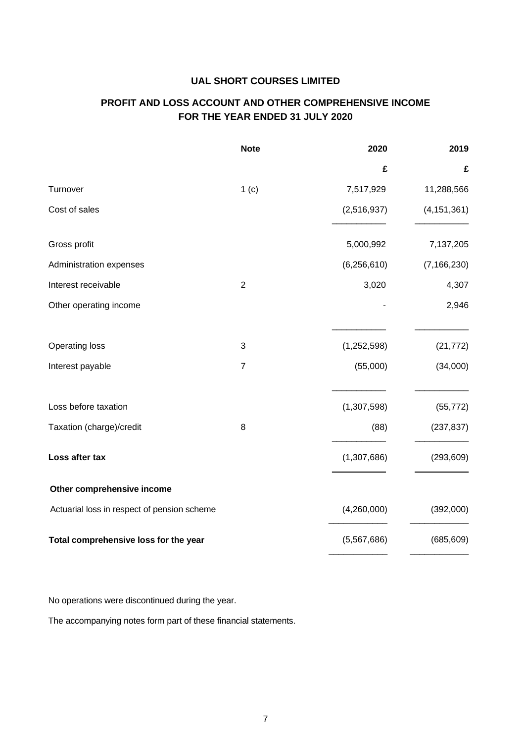# UAL SHORT COURSES LIMITED

## PROFIT AND LOSS ACCOUNT AND OTHER COMPREHENSIVE INCOME
## FOR THE YEAR ENDED 31 JULY 2020

| | Note | 2020 | 2019 |
|---|---|---|---|
| | | £ | £ |
| Turnover | 1 (c) | 7,517,929 | 11,288,566 |
| Cost of sales | | (2,516,937) | (4,151,361) |
| Gross profit | | 5,000,992 | 7,137,205 |
| Administration expenses | | (6,256,610) | (7,166,230) |
| Interest receivable | 2 | 3,020 | 4,307 |
| Other operating income | | - | 2,946 |
| Operating loss | 3 | (1,252,598) | (21,772) |
| Interest payable | 7 | (55,000) | (34,000) |
| Loss before taxation | | (1,307,598) | (55,772) |
| Taxation (charge)/credit | 8 | (88) | (237,837) |
| **Loss after tax** | | (1,307,686) | (293,609) |
| **Other comprehensive income** | | | |
| Actuarial loss in respect of pension scheme | | (4,260,000) | (392,000) |
| **Total comprehensive loss for the year** | | (5,567,686) | (685,609) |

No operations were discontinued during the year.

The accompanying notes form part of these financial statements.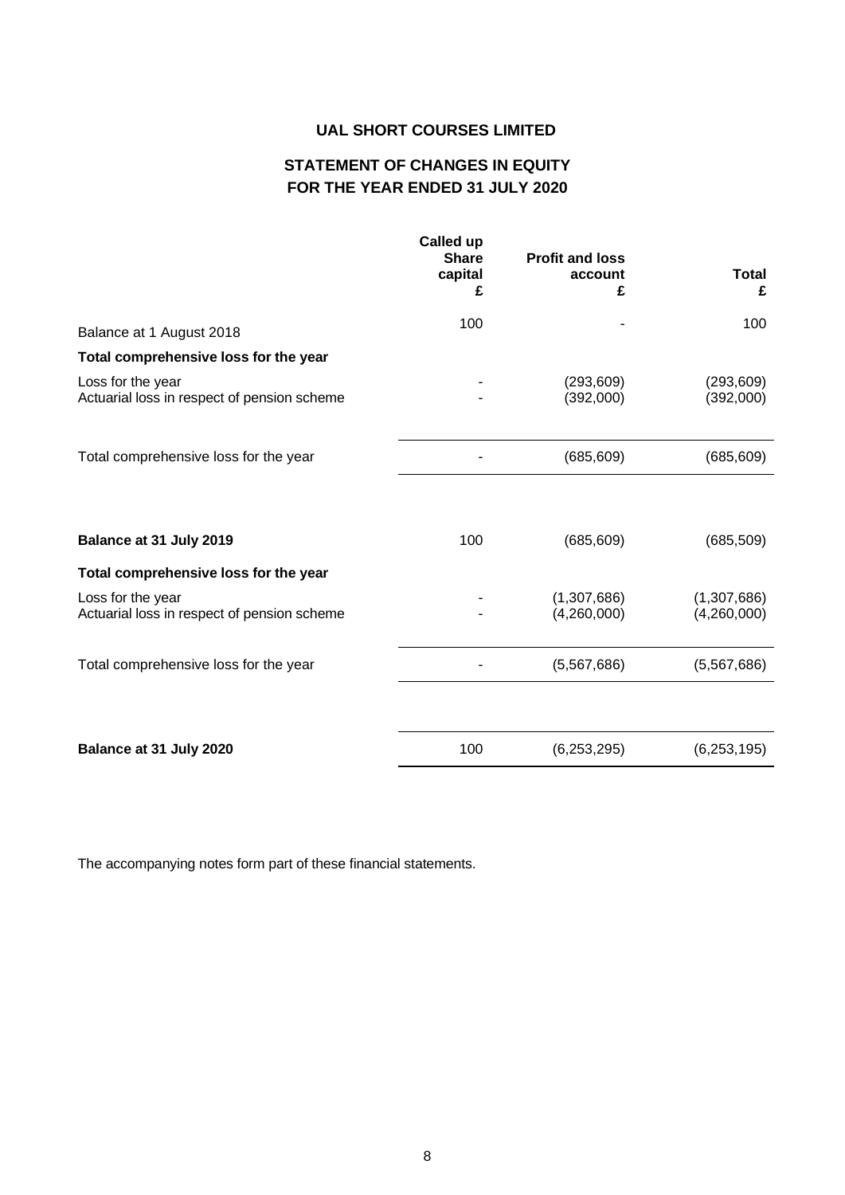# UAL SHORT COURSES LIMITED

## STATEMENT OF CHANGES IN EQUITY
## FOR THE YEAR ENDED 31 JULY 2020

| | Called up Share capital £ | Profit and loss account £ | Total £ |
|---|---|---|---|
| Balance at 1 August 2018 | 100 | - | 100 |
| **Total comprehensive loss for the year** | | | |
| Loss for the year | - | (293,609) | (293,609) |
| Actuarial loss in respect of pension scheme | - | (392,000) | (392,000) |
| Total comprehensive loss for the year | - | (685,609) | (685,609) |
| **Balance at 31 July 2019** | 100 | (685,609) | (685,509) |
| **Total comprehensive loss for the year** | | | |
| Loss for the year | - | (1,307,686) | (1,307,686) |
| Actuarial loss in respect of pension scheme | - | (4,260,000) | (4,260,000) |
| Total comprehensive loss for the year | - | (5,567,686) | (5,567,686) |
| **Balance at 31 July 2020** | 100 | (6,253,295) | (6,253,195) |

The accompanying notes form part of these financial statements.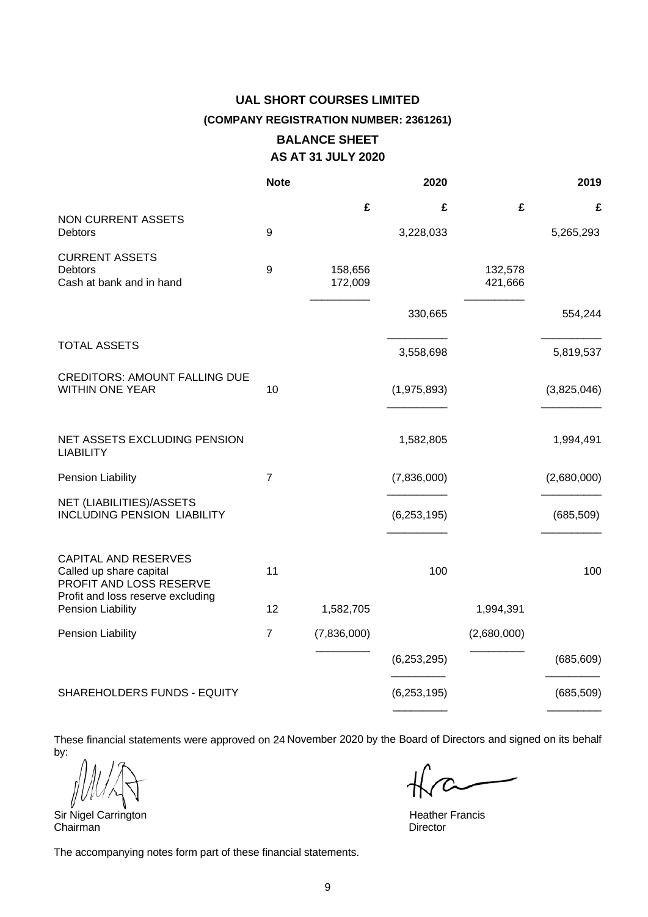# UAL SHORT COURSES LIMITED

## (COMPANY REGISTRATION NUMBER: 2361261)

## BALANCE SHEET
## AS AT 31 JULY 2020

| | Note | 2020 | 2020 | 2019 | 2019 |
|---|---|---|---|---|---|
| | | £ | £ | £ | £ |
| **NON CURRENT ASSETS** | | | | | |
| Debtors | 9 | | 3,228,033 | | 5,265,293 |
| **CURRENT ASSETS** | | | | | |
| Debtors | 9 | 158,656 | | 132,578 | |
| Cash at bank and in hand | | 172,009 | | 421,666 | |
| | | | 330,665 | | 554,244 |
| TOTAL ASSETS | | | 3,558,698 | | 5,819,537 |
| CREDITORS: AMOUNT FALLING DUE WITHIN ONE YEAR | 10 | | (1,975,893) | | (3,825,046) |
| NET ASSETS EXCLUDING PENSION LIABILITY | | | 1,582,805 | | 1,994,491 |
| Pension Liability | 7 | | (7,836,000) | | (2,680,000) |
| NET (LIABILITIES)/ASSETS INCLUDING PENSION LIABILITY | | | (6,253,195) | | (685,509) |
| **CAPITAL AND RESERVES** | | | | | |
| Called up share capital | 11 | | 100 | | 100 |
| PROFIT AND LOSS RESERVE | | | | | |
| Profit and loss reserve excluding Pension Liability | 12 | 1,582,705 | | 1,994,391 | |
| Pension Liability | 7 | (7,836,000) | | (2,680,000) | |
| | | | (6,253,295) | | (685,609) |
| SHAREHOLDERS FUNDS - EQUITY | | | (6,253,195) | | (685,509) |

These financial statements were approved on 24 November 2020 by the Board of Directors and signed on its behalf by:

Sir Nigel Carrington
Chairman

Heather Francis
Director

The accompanying notes form part of these financial statements.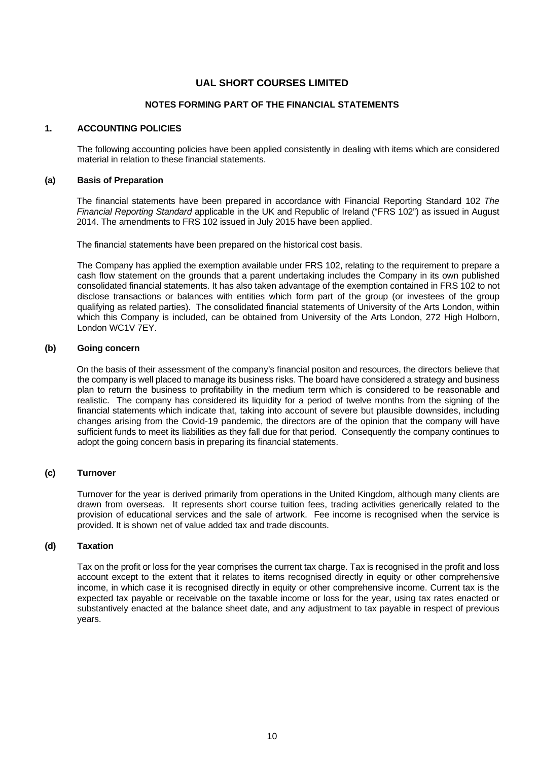# UAL SHORT COURSES LIMITED

## NOTES FORMING PART OF THE FINANCIAL STATEMENTS

### 1. ACCOUNTING POLICIES

The following accounting policies have been applied consistently in dealing with items which are considered material in relation to these financial statements.

#### (a) Basis of Preparation

The financial statements have been prepared in accordance with Financial Reporting Standard 102 *The Financial Reporting Standard* applicable in the UK and Republic of Ireland ("FRS 102") as issued in August 2014. The amendments to FRS 102 issued in July 2015 have been applied.

The financial statements have been prepared on the historical cost basis.

The Company has applied the exemption available under FRS 102, relating to the requirement to prepare a cash flow statement on the grounds that a parent undertaking includes the Company in its own published consolidated financial statements. It has also taken advantage of the exemption contained in FRS 102 to not disclose transactions or balances with entities which form part of the group (or investees of the group qualifying as related parties). The consolidated financial statements of University of the Arts London, within which this Company is included, can be obtained from University of the Arts London, 272 High Holborn, London WC1V 7EY.

#### (b) Going concern

On the basis of their assessment of the company's financial positon and resources, the directors believe that the company is well placed to manage its business risks. The board have considered a strategy and business plan to return the business to profitability in the medium term which is considered to be reasonable and realistic. The company has considered its liquidity for a period of twelve months from the signing of the financial statements which indicate that, taking into account of severe but plausible downsides, including changes arising from the Covid-19 pandemic, the directors are of the opinion that the company will have sufficient funds to meet its liabilities as they fall due for that period. Consequently the company continues to adopt the going concern basis in preparing its financial statements.

#### (c) Turnover

Turnover for the year is derived primarily from operations in the United Kingdom, although many clients are drawn from overseas. It represents short course tuition fees, trading activities generically related to the provision of educational services and the sale of artwork. Fee income is recognised when the service is provided. It is shown net of value added tax and trade discounts.

#### (d) Taxation

Tax on the profit or loss for the year comprises the current tax charge. Tax is recognised in the profit and loss account except to the extent that it relates to items recognised directly in equity or other comprehensive income, in which case it is recognised directly in equity or other comprehensive income. Current tax is the expected tax payable or receivable on the taxable income or loss for the year, using tax rates enacted or substantively enacted at the balance sheet date, and any adjustment to tax payable in respect of previous years.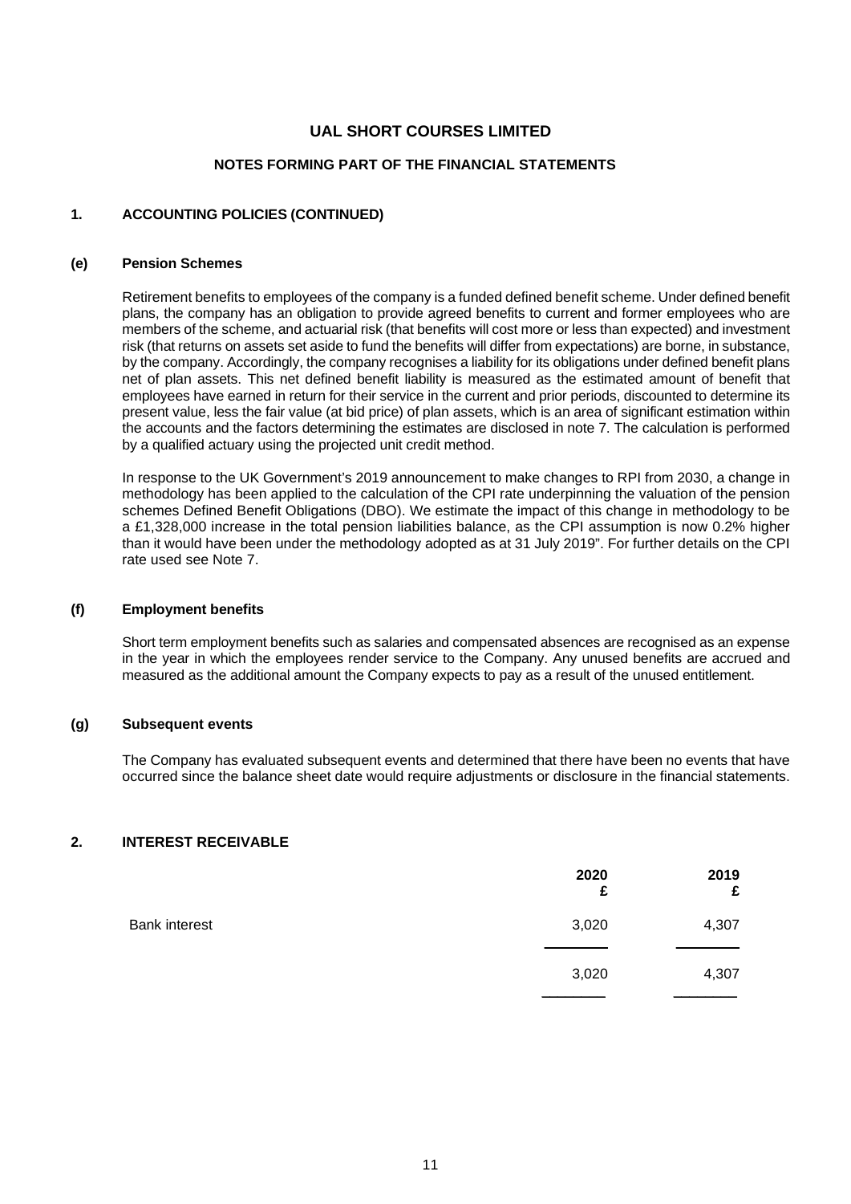# UAL SHORT COURSES LIMITED

## NOTES FORMING PART OF THE FINANCIAL STATEMENTS

### 1. ACCOUNTING POLICIES (CONTINUED)

#### (e) Pension Schemes

Retirement benefits to employees of the company is a funded defined benefit scheme. Under defined benefit plans, the company has an obligation to provide agreed benefits to current and former employees who are members of the scheme, and actuarial risk (that benefits will cost more or less than expected) and investment risk (that returns on assets set aside to fund the benefits will differ from expectations) are borne, in substance, by the company. Accordingly, the company recognises a liability for its obligations under defined benefit plans net of plan assets. This net defined benefit liability is measured as the estimated amount of benefit that employees have earned in return for their service in the current and prior periods, discounted to determine its present value, less the fair value (at bid price) of plan assets, which is an area of significant estimation within the accounts and the factors determining the estimates are disclosed in note 7. The calculation is performed by a qualified actuary using the projected unit credit method.

In response to the UK Government's 2019 announcement to make changes to RPI from 2030, a change in methodology has been applied to the calculation of the CPI rate underpinning the valuation of the pension schemes Defined Benefit Obligations (DBO). We estimate the impact of this change in methodology to be a £1,328,000 increase in the total pension liabilities balance, as the CPI assumption is now 0.2% higher than it would have been under the methodology adopted as at 31 July 2019". For further details on the CPI rate used see Note 7.

#### (f) Employment benefits

Short term employment benefits such as salaries and compensated absences are recognised as an expense in the year in which the employees render service to the Company. Any unused benefits are accrued and measured as the additional amount the Company expects to pay as a result of the unused entitlement.

#### (g) Subsequent events

The Company has evaluated subsequent events and determined that there have been no events that have occurred since the balance sheet date would require adjustments or disclosure in the financial statements.

### 2. INTEREST RECEIVABLE

| | 2020 £ | 2019 £ |
|---|---|---|
| Bank interest | 3,020 | 4,307 |
| | 3,020 | 4,307 |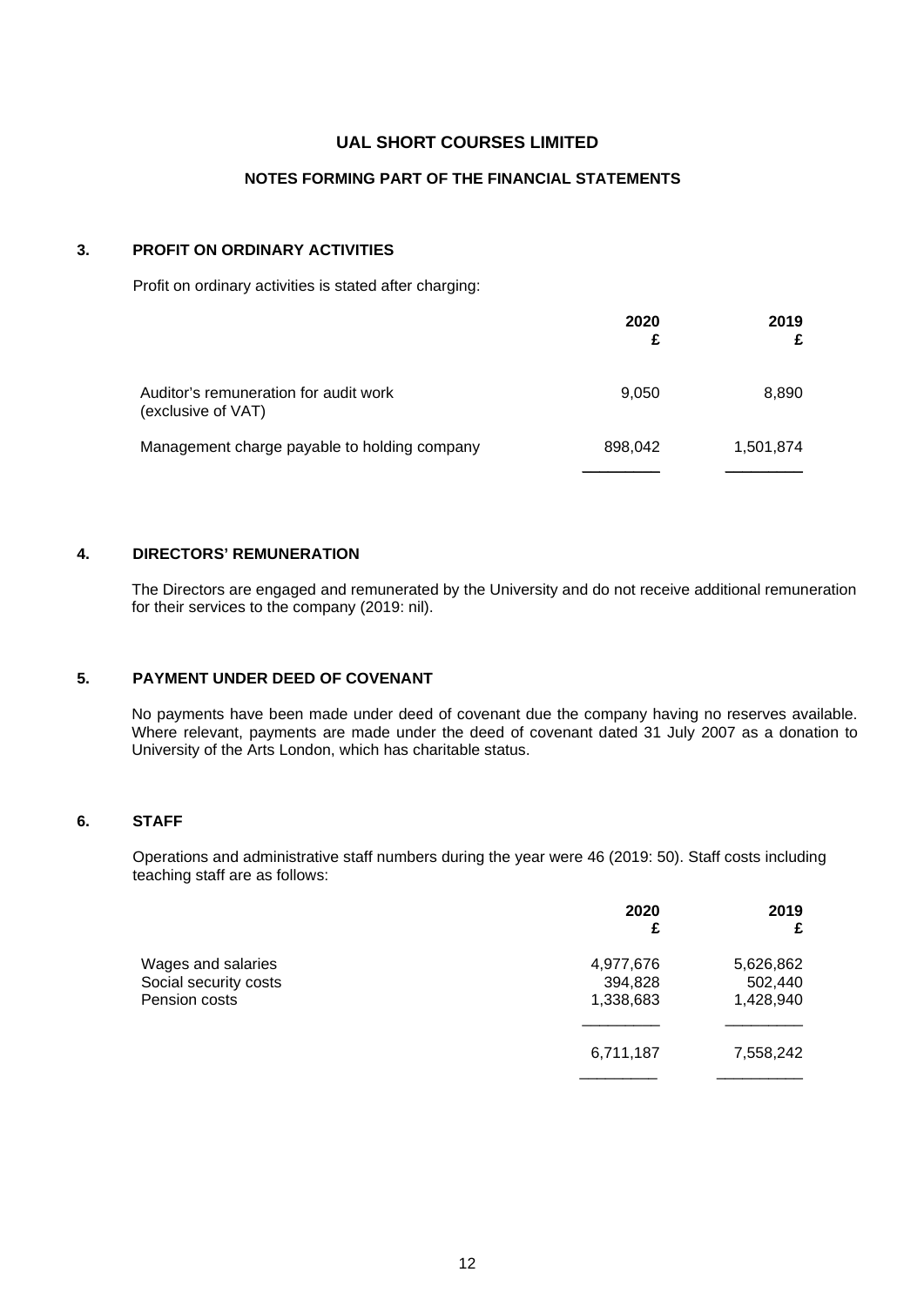# UAL SHORT COURSES LIMITED

## NOTES FORMING PART OF THE FINANCIAL STATEMENTS

### 3. PROFIT ON ORDINARY ACTIVITIES

Profit on ordinary activities is stated after charging:

| | 2020 £ | 2019 £ |
|---|---|---|
| Auditor's remuneration for audit work (exclusive of VAT) | 9,050 | 8,890 |
| Management charge payable to holding company | 898,042 | 1,501,874 |

### 4. DIRECTORS' REMUNERATION

The Directors are engaged and remunerated by the University and do not receive additional remuneration for their services to the company (2019: nil).

### 5. PAYMENT UNDER DEED OF COVENANT

No payments have been made under deed of covenant due the company having no reserves available. Where relevant, payments are made under the deed of covenant dated 31 July 2007 as a donation to University of the Arts London, which has charitable status.

### 6. STAFF

Operations and administrative staff numbers during the year were 46 (2019: 50). Staff costs including teaching staff are as follows:

| | 2020 £ | 2019 £ |
|---|---|---|
| Wages and salaries | 4,977,676 | 5,626,862 |
| Social security costs | 394,828 | 502,440 |
| Pension costs | 1,338,683 | 1,428,940 |
| | 6,711,187 | 7,558,242 |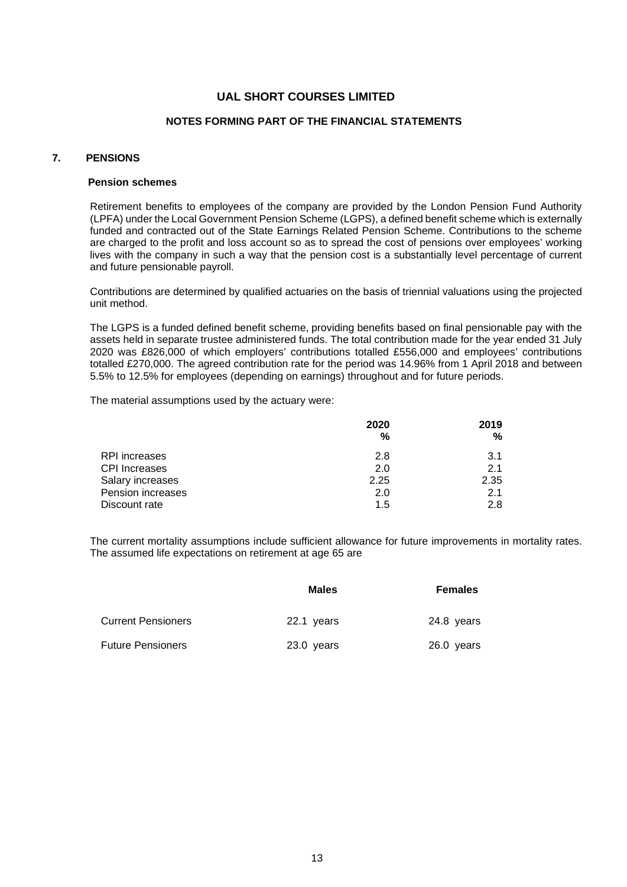# UAL SHORT COURSES LIMITED

## NOTES FORMING PART OF THE FINANCIAL STATEMENTS

### 7. PENSIONS

**Pension schemes**

Retirement benefits to employees of the company are provided by the London Pension Fund Authority (LPFA) under the Local Government Pension Scheme (LGPS), a defined benefit scheme which is externally funded and contracted out of the State Earnings Related Pension Scheme. Contributions to the scheme are charged to the profit and loss account so as to spread the cost of pensions over employees' working lives with the company in such a way that the pension cost is a substantially level percentage of current and future pensionable payroll.

Contributions are determined by qualified actuaries on the basis of triennial valuations using the projected unit method.

The LGPS is a funded defined benefit scheme, providing benefits based on final pensionable pay with the assets held in separate trustee administered funds. The total contribution made for the year ended 31 July 2020 was £826,000 of which employers' contributions totalled £556,000 and employees' contributions totalled £270,000. The agreed contribution rate for the period was 14.96% from 1 April 2018 and between 5.5% to 12.5% for employees (depending on earnings) throughout and for future periods.

The material assumptions used by the actuary were:

| | 2020 % | 2019 % |
|---|---|---|
| RPI increases | 2.8 | 3.1 |
| CPI Increases | 2.0 | 2.1 |
| Salary increases | 2.25 | 2.35 |
| Pension increases | 2.0 | 2.1 |
| Discount rate | 1.5 | 2.8 |

The current mortality assumptions include sufficient allowance for future improvements in mortality rates. The assumed life expectations on retirement at age 65 are

| | Males | Females |
|---|---|---|
| Current Pensioners | 22.1 years | 24.8 years |
| Future Pensioners | 23.0 years | 26.0 years |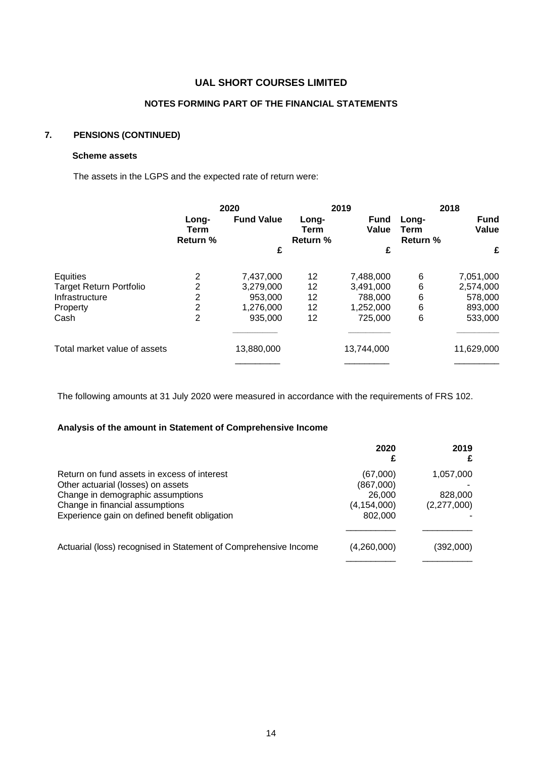## UAL SHORT COURSES LIMITED

### NOTES FORMING PART OF THE FINANCIAL STATEMENTS

### 7. PENSIONS (CONTINUED)

**Scheme assets**

The assets in the LGPS and the expected rate of return were:

| | 2020 | | 2019 | | 2018 | |
|---|---|---|---|---|---|---|
| | Long-Term Return % | Fund Value £ | Long-Term Return % | Fund Value £ | Long-Term Return % | Fund Value £ |
| Equities | 2 | 7,437,000 | 12 | 7,488,000 | 6 | 7,051,000 |
| Target Return Portfolio | 2 | 3,279,000 | 12 | 3,491,000 | 6 | 2,574,000 |
| Infrastructure | 2 | 953,000 | 12 | 788,000 | 6 | 578,000 |
| Property | 2 | 1,276,000 | 12 | 1,252,000 | 6 | 893,000 |
| Cash | 2 | 935,000 | 12 | 725,000 | 6 | 533,000 |
| Total market value of assets | | 13,880,000 | | 13,744,000 | | 11,629,000 |

The following amounts at 31 July 2020 were measured in accordance with the requirements of FRS 102.

**Analysis of the amount in Statement of Comprehensive Income**

| | 2020 £ | 2019 £ |
|---|---|---|
| Return on fund assets in excess of interest | (67,000) | 1,057,000 |
| Other actuarial (losses) on assets | (867,000) | - |
| Change in demographic assumptions | 26,000 | 828,000 |
| Change in financial assumptions | (4,154,000) | (2,277,000) |
| Experience gain on defined benefit obligation | 802,000 | - |
| Actuarial (loss) recognised in Statement of Comprehensive Income | (4,260,000) | (392,000) |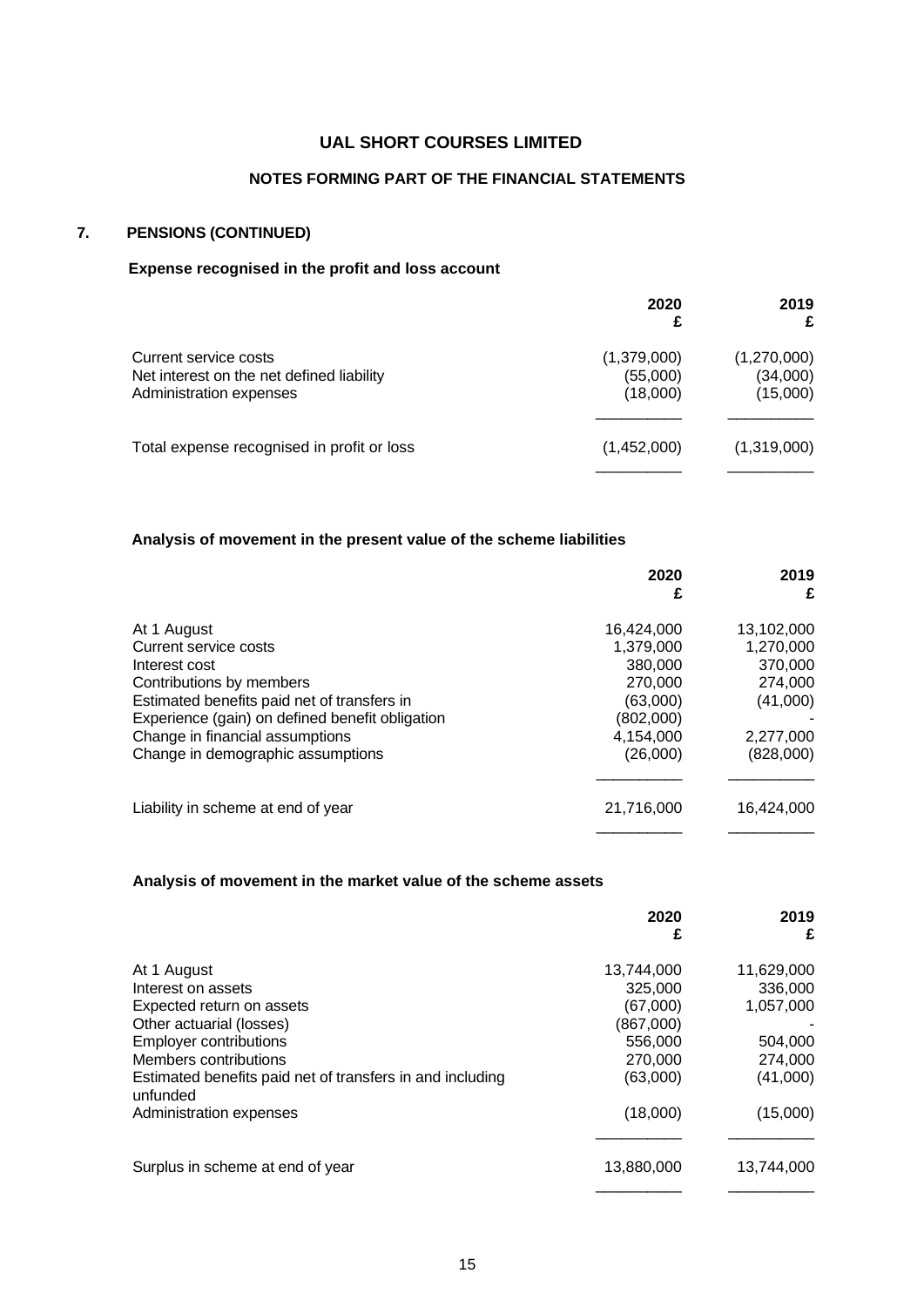# UAL SHORT COURSES LIMITED

## NOTES FORMING PART OF THE FINANCIAL STATEMENTS

### 7. PENSIONS (CONTINUED)

**Expense recognised in the profit and loss account**

| | 2020<br>£ | 2019<br>£ |
|---|---|---|
| Current service costs | (1,379,000) | (1,270,000) |
| Net interest on the net defined liability | (55,000) | (34,000) |
| Administration expenses | (18,000) | (15,000) |
| Total expense recognised in profit or loss | (1,452,000) | (1,319,000) |

**Analysis of movement in the present value of the scheme liabilities**

| | 2020<br>£ | 2019<br>£ |
|---|---|---|
| At 1 August | 16,424,000 | 13,102,000 |
| Current service costs | 1,379,000 | 1,270,000 |
| Interest cost | 380,000 | 370,000 |
| Contributions by members | 270,000 | 274,000 |
| Estimated benefits paid net of transfers in | (63,000) | (41,000) |
| Experience (gain) on defined benefit obligation | (802,000) | - |
| Change in financial assumptions | 4,154,000 | 2,277,000 |
| Change in demographic assumptions | (26,000) | (828,000) |
| Liability in scheme at end of year | 21,716,000 | 16,424,000 |

**Analysis of movement in the market value of the scheme assets**

| | 2020<br>£ | 2019<br>£ |
|---|---|---|
| At 1 August | 13,744,000 | 11,629,000 |
| Interest on assets | 325,000 | 336,000 |
| Expected return on assets | (67,000) | 1,057,000 |
| Other actuarial (losses) | (867,000) | - |
| Employer contributions | 556,000 | 504,000 |
| Members contributions | 270,000 | 274,000 |
| Estimated benefits paid net of transfers in and including unfunded | (63,000) | (41,000) |
| Administration expenses | (18,000) | (15,000) |
| Surplus in scheme at end of year | 13,880,000 | 13,744,000 |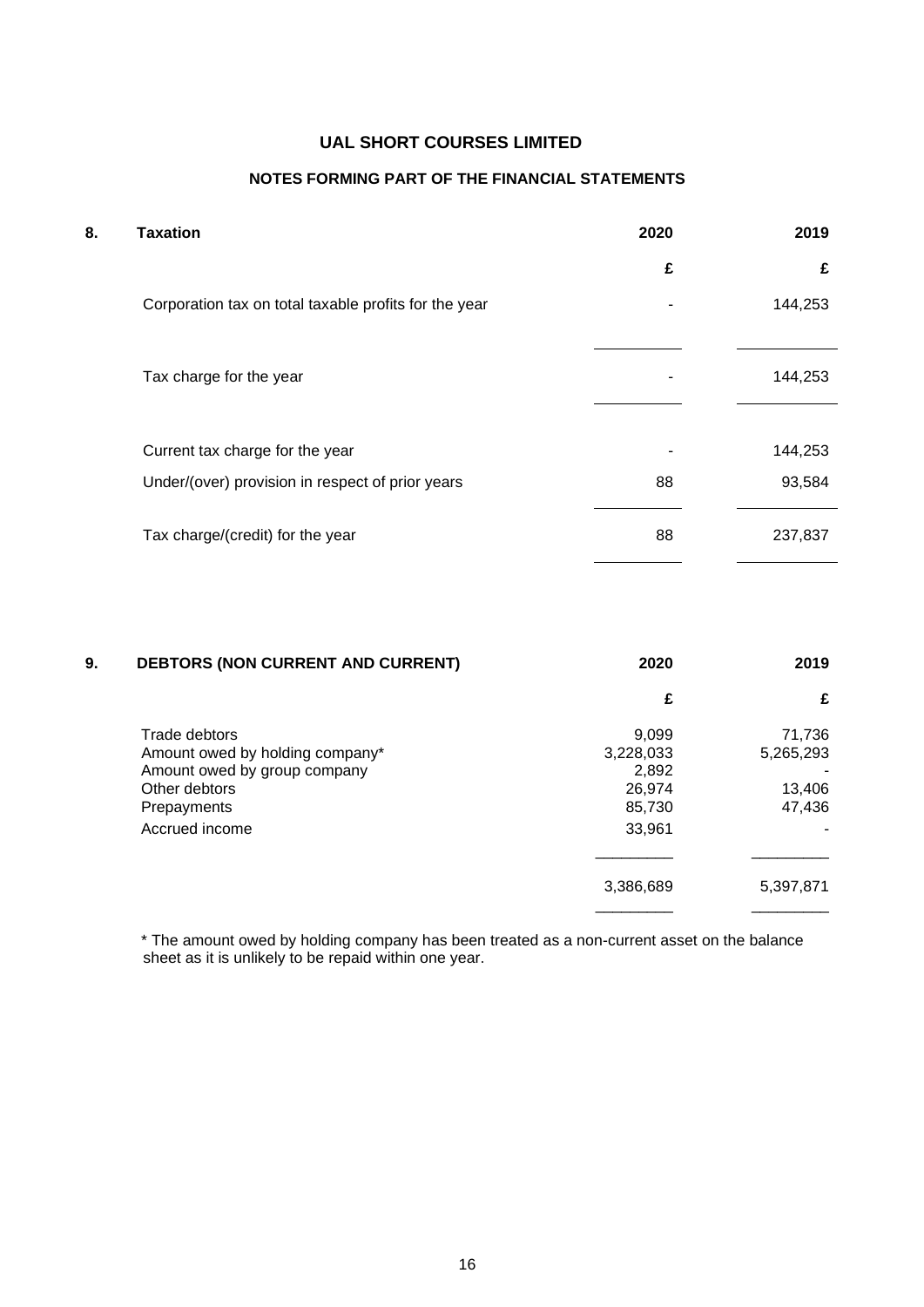# UAL SHORT COURSES LIMITED

## NOTES FORMING PART OF THE FINANCIAL STATEMENTS

### 8. Taxation

| | 2020 | 2019 |
|---|---|---|
| | £ | £ |
| Corporation tax on total taxable profits for the year | - | 144,253 |
| Tax charge for the year | - | 144,253 |
| Current tax charge for the year | - | 144,253 |
| Under/(over) provision in respect of prior years | 88 | 93,584 |
| Tax charge/(credit) for the year | 88 | 237,837 |

### 9. DEBTORS (NON CURRENT AND CURRENT)

| | 2020 | 2019 |
|---|---|---|
| | £ | £ |
| Trade debtors | 9,099 | 71,736 |
| Amount owed by holding company* | 3,228,033 | 5,265,293 |
| Amount owed by group company | 2,892 | - |
| Other debtors | 26,974 | 13,406 |
| Prepayments | 85,730 | 47,436 |
| Accrued income | 33,961 | - |
| | 3,386,689 | 5,397,871 |

* The amount owed by holding company has been treated as a non-current asset on the balance sheet as it is unlikely to be repaid within one year.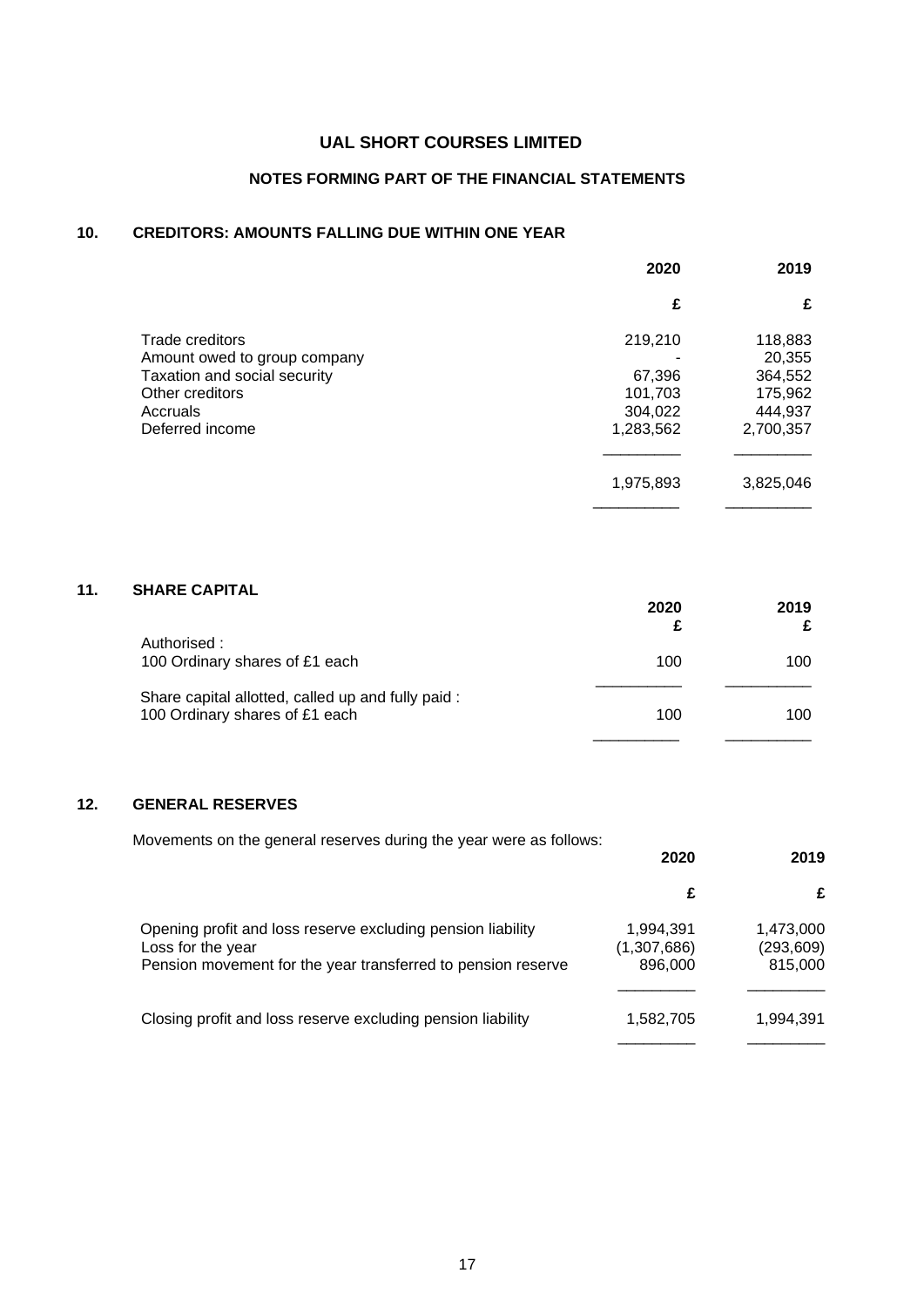# UAL SHORT COURSES LIMITED

## NOTES FORMING PART OF THE FINANCIAL STATEMENTS

### 10. CREDITORS: AMOUNTS FALLING DUE WITHIN ONE YEAR

| | 2020 | 2019 |
|---|---|---|
| | £ | £ |
| Trade creditors | 219,210 | 118,883 |
| Amount owed to group company | - | 20,355 |
| Taxation and social security | 67,396 | 364,552 |
| Other creditors | 101,703 | 175,962 |
| Accruals | 304,022 | 444,937 |
| Deferred income | 1,283,562 | 2,700,357 |
| | 1,975,893 | 3,825,046 |

### 11. SHARE CAPITAL

| | 2020 £ | 2019 £ |
|---|---|---|
| Authorised : | | |
| 100 Ordinary shares of £1 each | 100 | 100 |
| Share capital allotted, called up and fully paid : | | |
| 100 Ordinary shares of £1 each | 100 | 100 |

### 12. GENERAL RESERVES

Movements on the general reserves during the year were as follows:

| | 2020 | 2019 |
|---|---|---|
| | £ | £ |
| Opening profit and loss reserve excluding pension liability | 1,994,391 | 1,473,000 |
| Loss for the year | (1,307,686) | (293,609) |
| Pension movement for the year transferred to pension reserve | 896,000 | 815,000 |
| Closing profit and loss reserve excluding pension liability | 1,582,705 | 1,994,391 |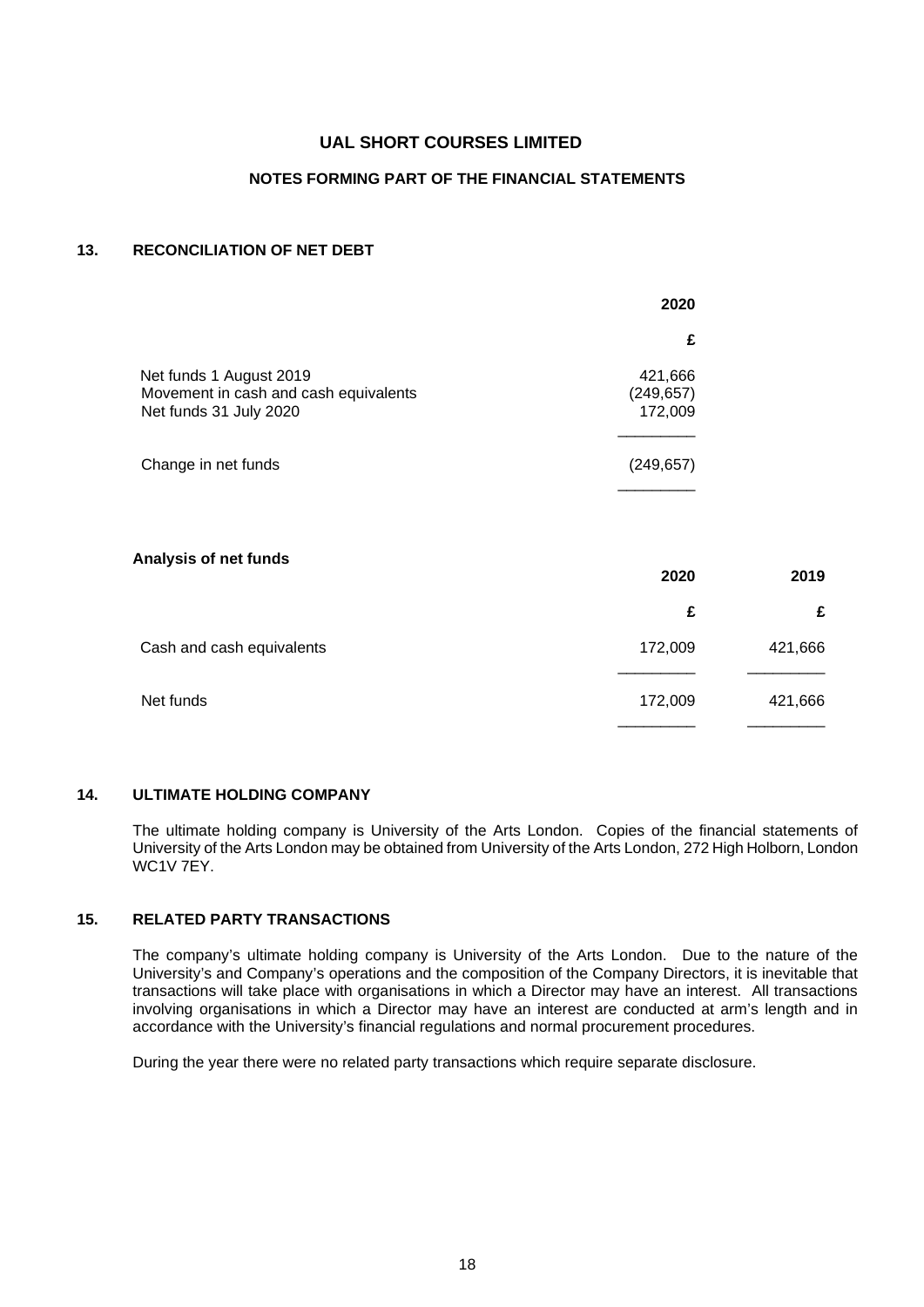# UAL SHORT COURSES LIMITED

## NOTES FORMING PART OF THE FINANCIAL STATEMENTS

### 13. RECONCILIATION OF NET DEBT

| | 2020 |
|---|---|
| | £ |
| Net funds 1 August 2019 | 421,666 |
| Movement in cash and cash equivalents | (249,657) |
| Net funds 31 July 2020 | 172,009 |
| Change in net funds | (249,657) |

**Analysis of net funds**

| | 2020 | 2019 |
|---|---|---|
| | £ | £ |
| Cash and cash equivalents | 172,009 | 421,666 |
| Net funds | 172,009 | 421,666 |

### 14. ULTIMATE HOLDING COMPANY

The ultimate holding company is University of the Arts London. Copies of the financial statements of University of the Arts London may be obtained from University of the Arts London, 272 High Holborn, London WC1V 7EY.

### 15. RELATED PARTY TRANSACTIONS

The company's ultimate holding company is University of the Arts London. Due to the nature of the University's and Company's operations and the composition of the Company Directors, it is inevitable that transactions will take place with organisations in which a Director may have an interest. All transactions involving organisations in which a Director may have an interest are conducted at arm's length and in accordance with the University's financial regulations and normal procurement procedures.

During the year there were no related party transactions which require separate disclosure.